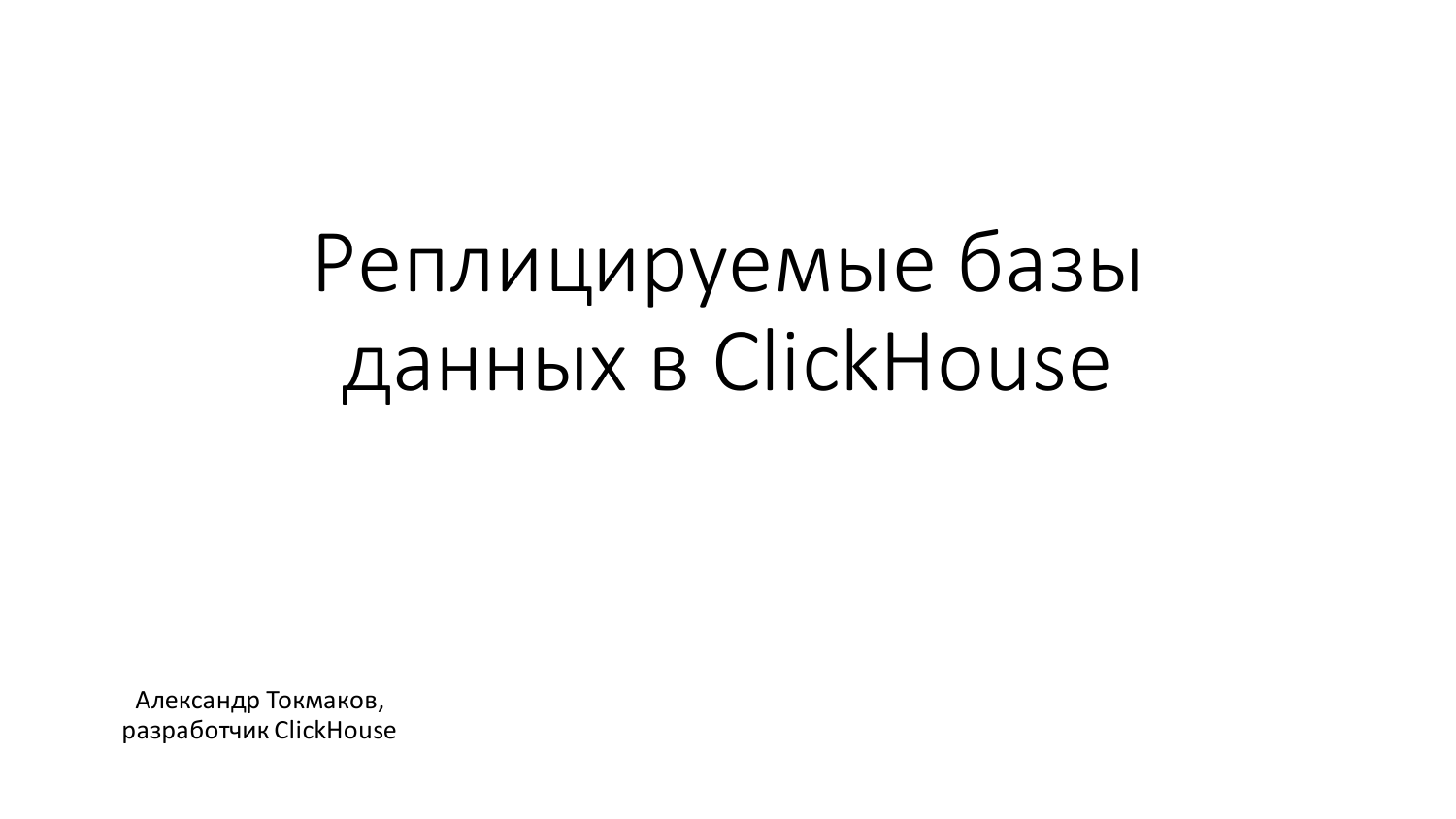# Реплицируемые базы данных в ClickHouse

Александр Токмаков,
разработчик ClickHouse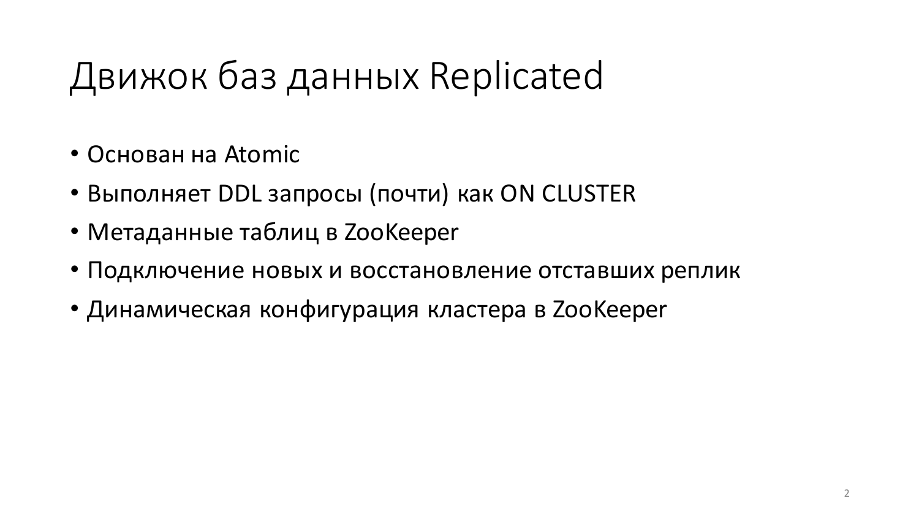# Движок баз данных Replicated

- Основан на Atomic
- Выполняет DDL запросы (почти) как ON CLUSTER
- Метаданные таблиц в ZooKeeper
- Подключение новых и восстановление отставших реплик
- Динамическая конфигурация кластера в ZooKeeper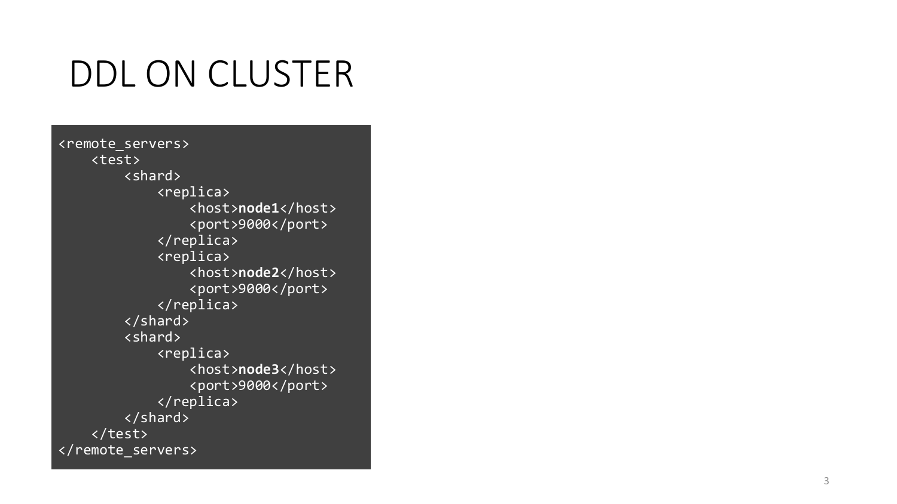# DDL ON CLUSTER

```
<remote_servers>
    <test>
        <shard>
            <replica>
                <host>node1</host>
                <port>9000</port>
            </replica>
            <replica>
                <host>node2</host>
                <port>9000</port>
            </replica>
        </shard>
        <shard>
            <replica>
                <host>node3</host>
                <port>9000</port>
            </replica>
        </shard>
    </test>
</remote_servers>
```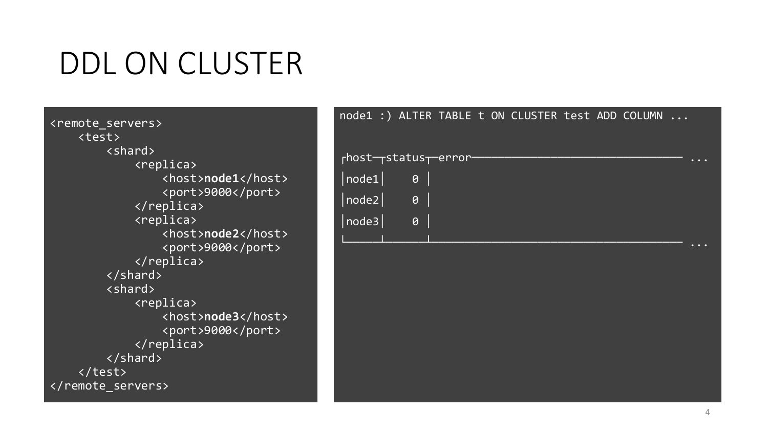# DDL ON CLUSTER

```
<remote_servers>
    <test>
        <shard>
            <replica>
                <host>node1</host>
                <port>9000</port>
            </replica>
            <replica>
                <host>node2</host>
                <port>9000</port>
            </replica>
        </shard>
        <shard>
            <replica>
                <host>node3</host>
                <port>9000</port>
            </replica>
        </shard>
    </test>
</remote_servers>
```

```
node1 :) ALTER TABLE t ON CLUSTER test ADD COLUMN ...


┌host──┬status┬─error──────────────────────────────── ...
│node1│    0 │
│node2│    0 │
│node3│    0 │
└─────┴──────┴──────────────────────────────────────── ...
```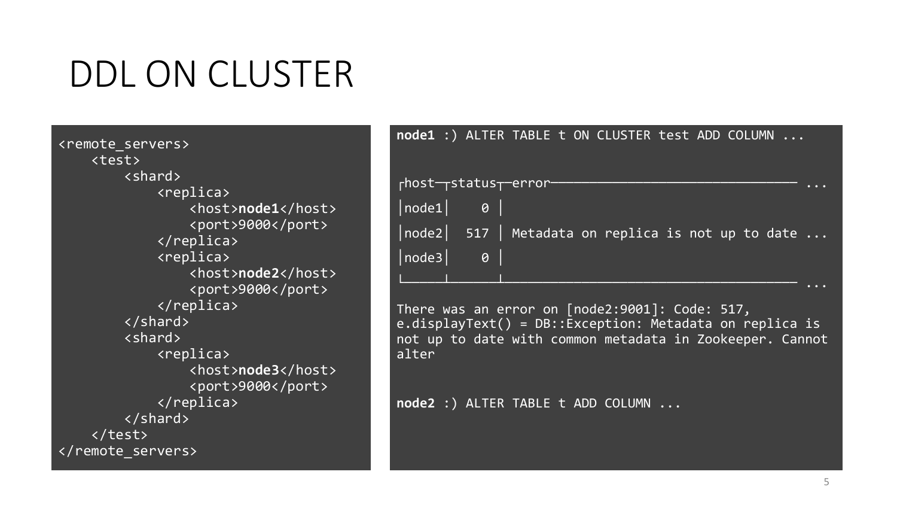# DDL ON CLUSTER

```xml
<remote_servers>
    <test>
        <shard>
            <replica>
                <host>node1</host>
                <port>9000</port>
            </replica>
            <replica>
                <host>node2</host>
                <port>9000</port>
            </replica>
        </shard>
        <shard>
            <replica>
                <host>node3</host>
                <port>9000</port>
            </replica>
        </shard>
    </test>
</remote_servers>
```

```
node1 :) ALTER TABLE t ON CLUSTER test ADD COLUMN ...


┌host──┬status┬─error──────────────────────────────── ...
│node1│    0 │
│node2│  517 │ Metadata on replica is not up to date ...
│node3│    0 │
└─────┴──────┴────────────────────────────────────── ...

There was an error on [node2:9001]: Code: 517,
e.displayText() = DB::Exception: Metadata on replica is
not up to date with common metadata in Zookeeper. Cannot
alter


node2 :) ALTER TABLE t ADD COLUMN ...
```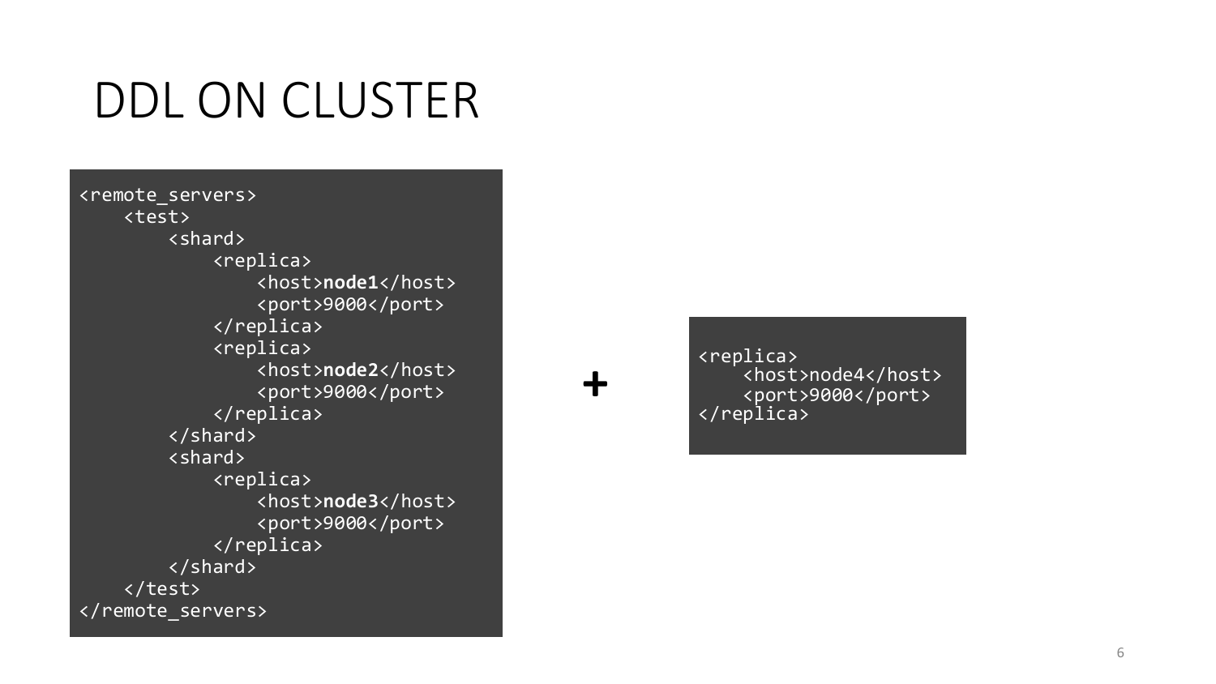# DDL ON CLUSTER

```
<remote_servers>
    <test>
        <shard>
            <replica>
                <host>node1</host>
                <port>9000</port>
            </replica>
            <replica>
                <host>node2</host>
                <port>9000</port>
            </replica>
        </shard>
        <shard>
            <replica>
                <host>node3</host>
                <port>9000</port>
            </replica>
        </shard>
    </test>
</remote_servers>
```

+

```
<replica>
    <host>node4</host>
    <port>9000</port>
</replica>
```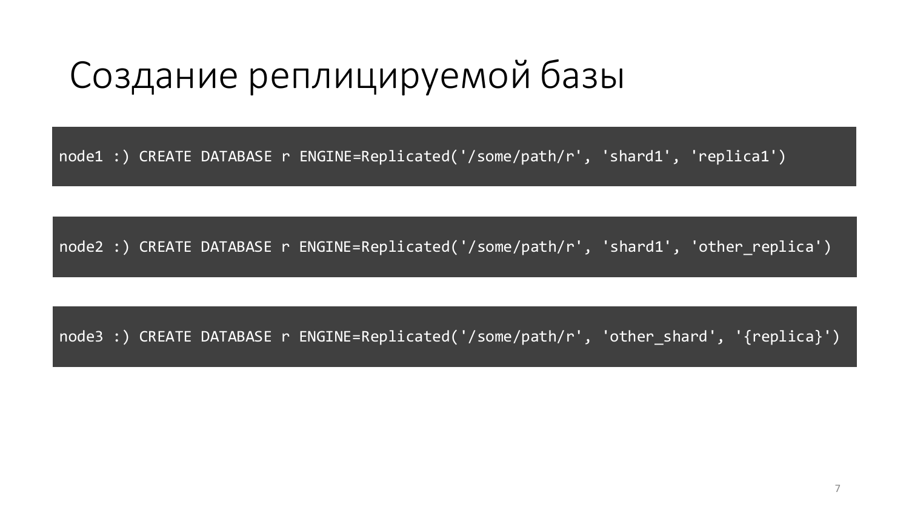# Создание реплицируемой базы

```
node1 :) CREATE DATABASE r ENGINE=Replicated('/some/path/r', 'shard1', 'replica1')
```

```
node2 :) CREATE DATABASE r ENGINE=Replicated('/some/path/r', 'shard1', 'other_replica')
```

```
node3 :) CREATE DATABASE r ENGINE=Replicated('/some/path/r', 'other_shard', '{replica}')
```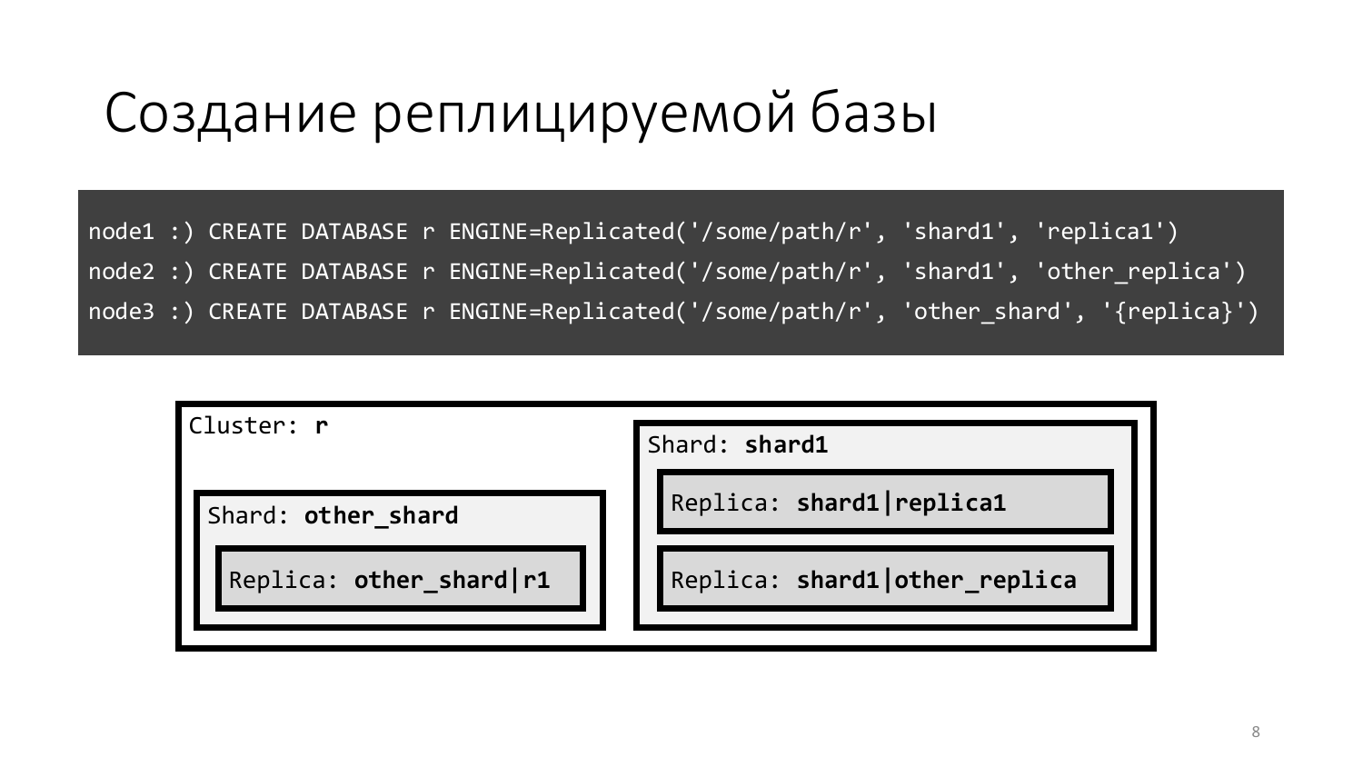# Создание реплицируемой базы

```
node1 :) CREATE DATABASE r ENGINE=Replicated('/some/path/r', 'shard1', 'replica1')
node2 :) CREATE DATABASE r ENGINE=Replicated('/some/path/r', 'shard1', 'other_replica')
node3 :) CREATE DATABASE r ENGINE=Replicated('/some/path/r', 'other_shard', '{replica}')
```

Cluster: **r**

- Shard: **other_shard**
  - Replica: **other_shard|r1**
- Shard: **shard1**
  - Replica: **shard1|replica1**
  - Replica: **shard1|other_replica**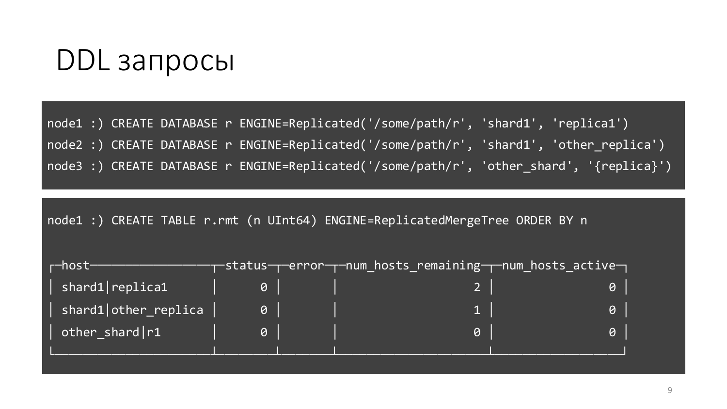# DDL запросы

```
node1 :) CREATE DATABASE r ENGINE=Replicated('/some/path/r', 'shard1', 'replica1')
node2 :) CREATE DATABASE r ENGINE=Replicated('/some/path/r', 'shard1', 'other_replica')
node3 :) CREATE DATABASE r ENGINE=Replicated('/some/path/r', 'other_shard', '{replica}')
```

```
node1 :) CREATE TABLE r.rmt (n UInt64) ENGINE=ReplicatedMergeTree ORDER BY n

┌─host───────────────────┬─status─┬─error─┬─num_hosts_remaining─┬─num_hosts_active─┐
│ shard1|replica1        │      0 │       │                   2 │                0 │
│ shard1|other_replica   │      0 │       │                   1 │                0 │
│ other_shard|r1         │      0 │       │                   0 │                0 │
└────────────────────────┴────────┴───────┴─────────────────────┴──────────────────┘
```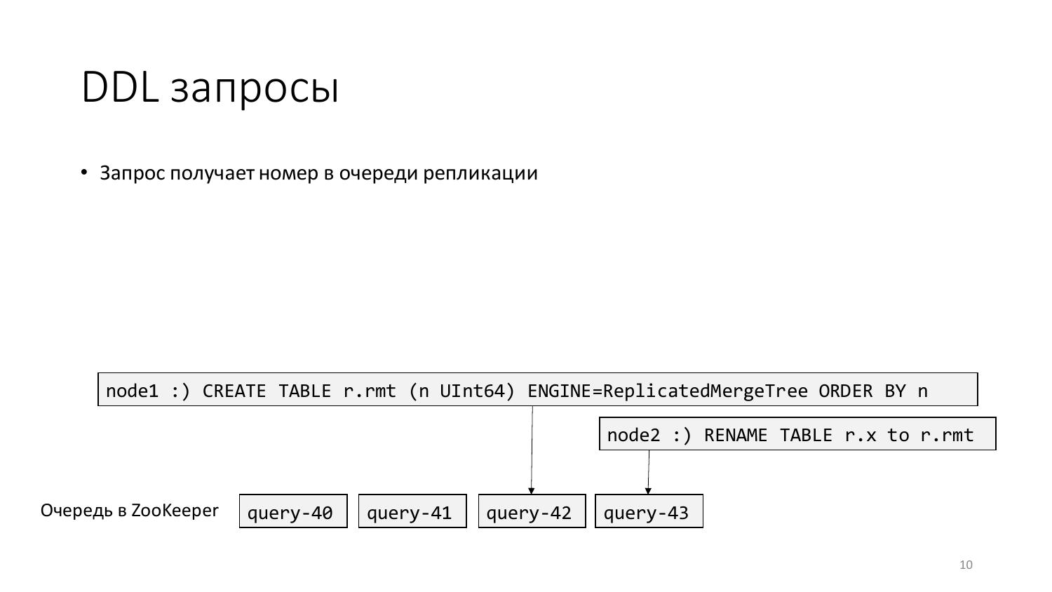# DDL запросы

- Запрос получает номер в очереди репликации

```
node1 :) CREATE TABLE r.rmt (n UInt64) ENGINE=ReplicatedMergeTree ORDER BY n
```

```
node2 :) RENAME TABLE r.x to r.rmt
```

Очередь в ZooKeeper

```
query-40   query-41   query-42   query-43
```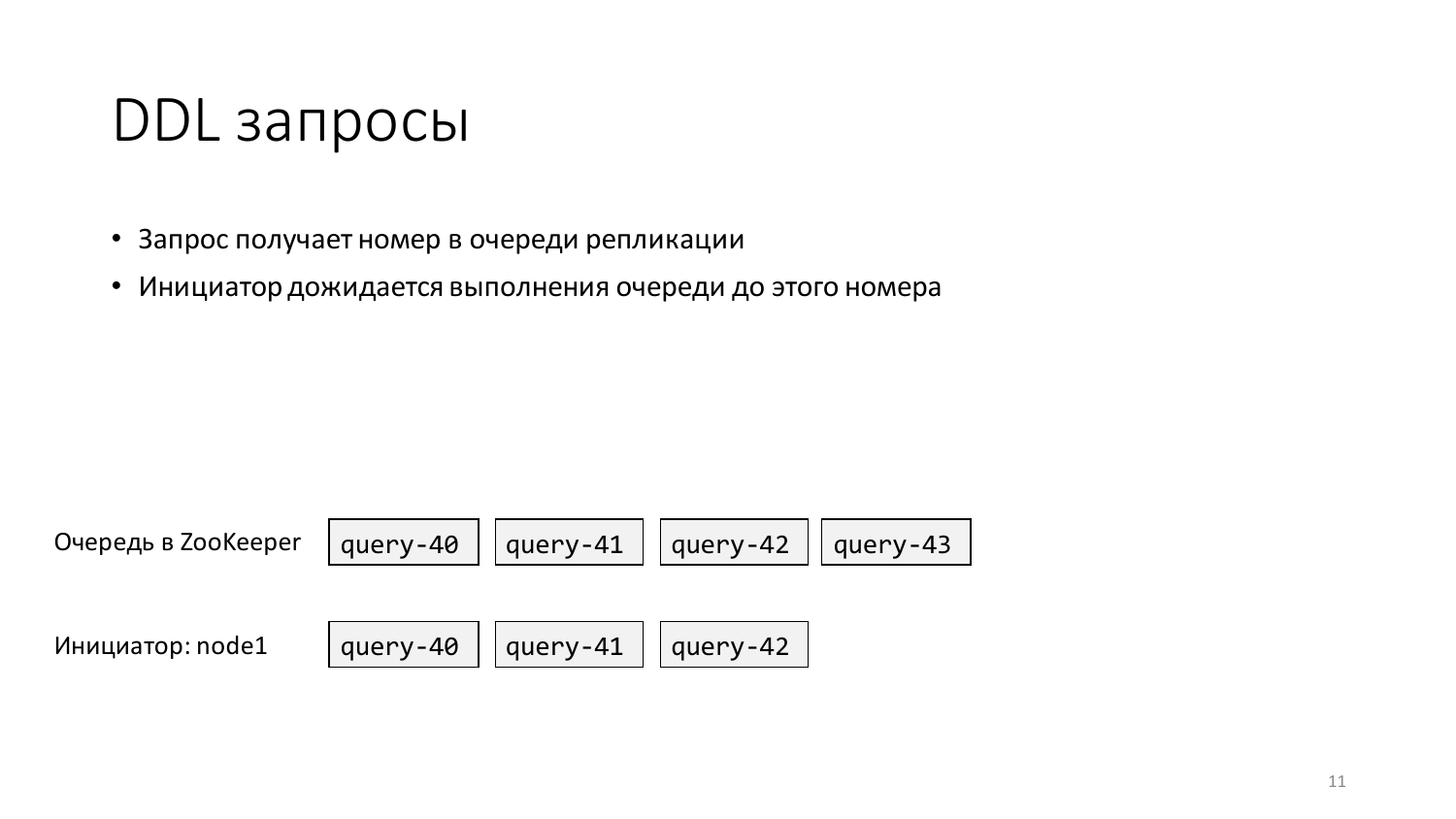# DDL запросы

- Запрос получает номер в очереди репликации
- Инициатор дожидается выполнения очереди до этого номера

| | | | | |
|---|---|---|---|---|
| Очередь в ZooKeeper | query-40 | query-41 | query-42 | query-43 |
| Инициатор: node1 | query-40 | query-41 | query-42 | |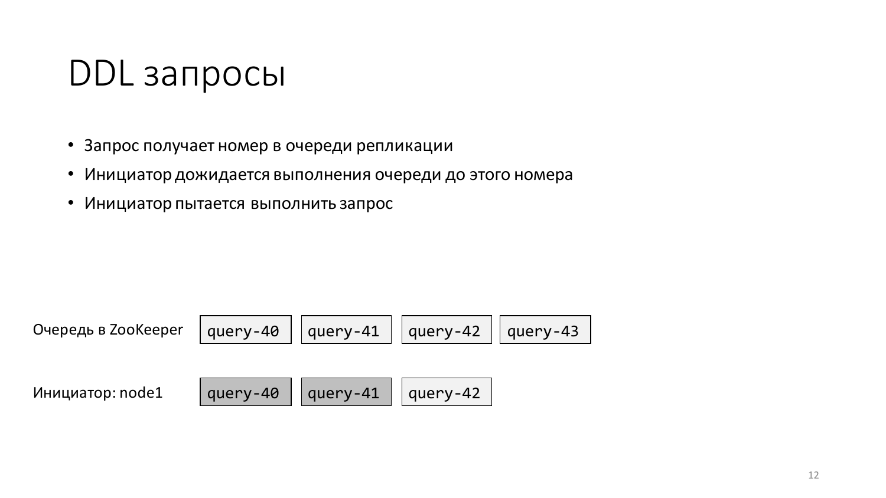# DDL запросы

- Запрос получает номер в очереди репликации
- Инициатор дожидается выполнения очереди до этого номера
- Инициатор пытается выполнить запрос

| Очередь в ZooKeeper | query-40 | query-41 | query-42 | query-43 |
| --- | --- | --- | --- | --- |
| Инициатор: node1 | query-40 | query-41 | query-42 | |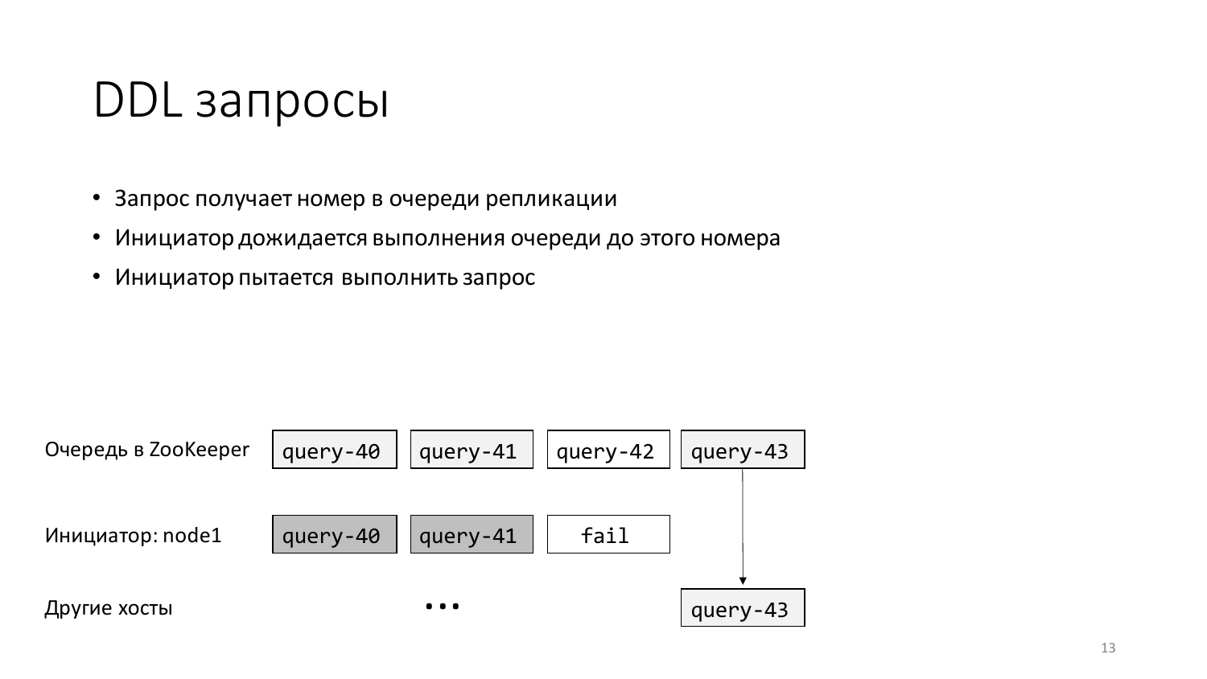# DDL запросы

- Запрос получает номер в очереди репликации
- Инициатор дожидается выполнения очереди до этого номера
- Инициатор пытается выполнить запрос

| | | | | |
|---|---|---|---|---|
| Очередь в ZooKeeper | query-40 | query-41 | query-42 | query-43 |
| Инициатор: node1 | query-40 | query-41 | fail | |
| Другие хосты | | … | | query-43 |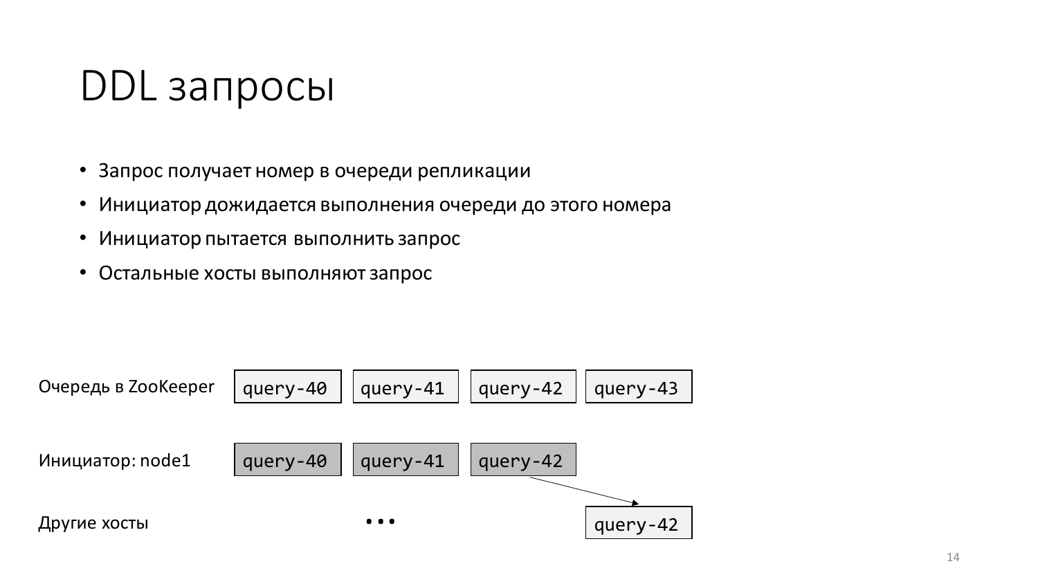# DDL запросы

- Запрос получает номер в очереди репликации
- Инициатор дожидается выполнения очереди до этого номера
- Инициатор пытается выполнить запрос
- Остальные хосты выполняют запрос

Очередь в ZooKeeper: `query-40` `query-41` `query-42` `query-43`

Инициатор: node1: `query-40` `query-41` `query-42`

Другие хосты: … `query-42`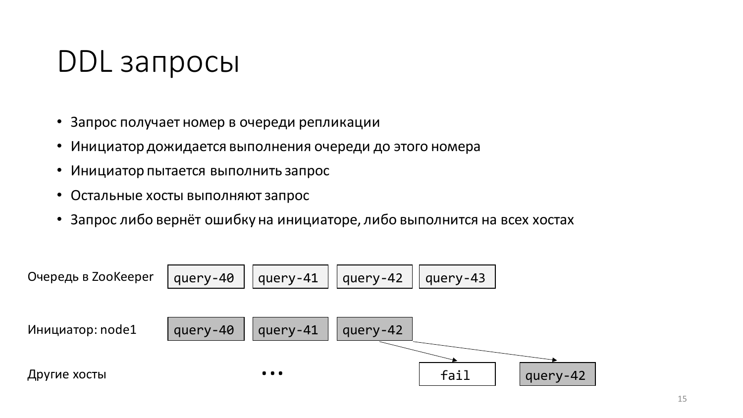# DDL запросы

- Запрос получает номер в очереди репликации
- Инициатор дожидается выполнения очереди до этого номера
- Инициатор пытается выполнить запрос
- Остальные хосты выполняют запрос
- Запрос либо вернёт ошибку на инициаторе, либо выполнится на всех хостах

Очередь в ZooKeeper: `query-40` `query-41` `query-42` `query-43`

Инициатор: node1: `query-40` `query-41` `query-42`

Другие хосты: ... `fail` `query-42`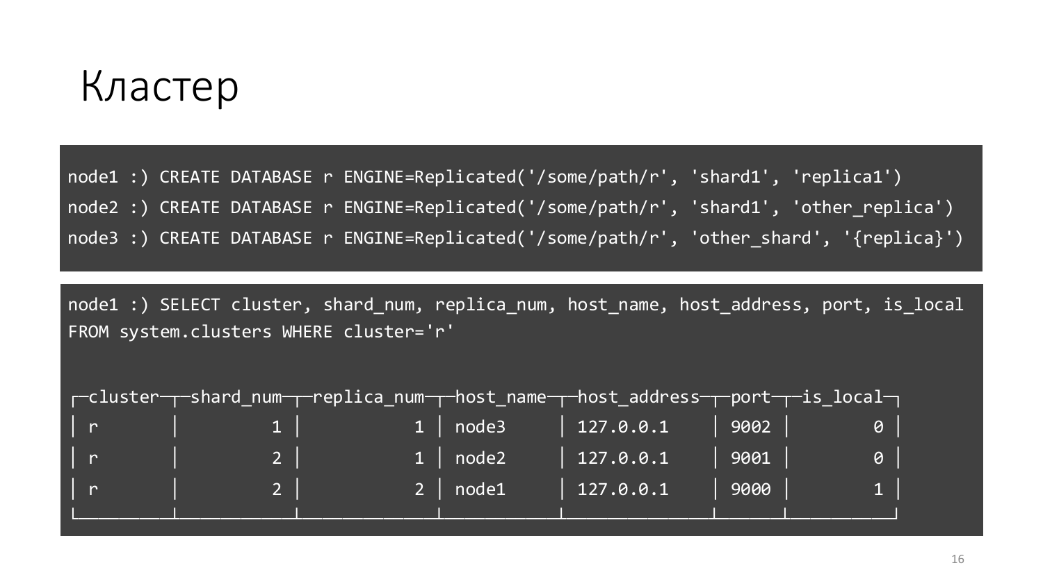# Кластер

```
node1 :) CREATE DATABASE r ENGINE=Replicated('/some/path/r', 'shard1', 'replica1')
node2 :) CREATE DATABASE r ENGINE=Replicated('/some/path/r', 'shard1', 'other_replica')
node3 :) CREATE DATABASE r ENGINE=Replicated('/some/path/r', 'other_shard', '{replica}')
```

```
node1 :) SELECT cluster, shard_num, replica_num, host_name, host_address, port, is_local
FROM system.clusters WHERE cluster='r'

┌─cluster─┬─shard_num─┬─replica_num─┬─host_name─┬─host_address─┬─port─┬─is_local─┐
│ r       │         1 │           1 │ node3     │ 127.0.0.1    │ 9002 │        0 │
│ r       │         2 │           1 │ node2     │ 127.0.0.1    │ 9001 │        0 │
│ r       │         2 │           2 │ node1     │ 127.0.0.1    │ 9000 │        1 │
└─────────┴───────────┴─────────────┴───────────┴──────────────┴──────┴──────────┘
```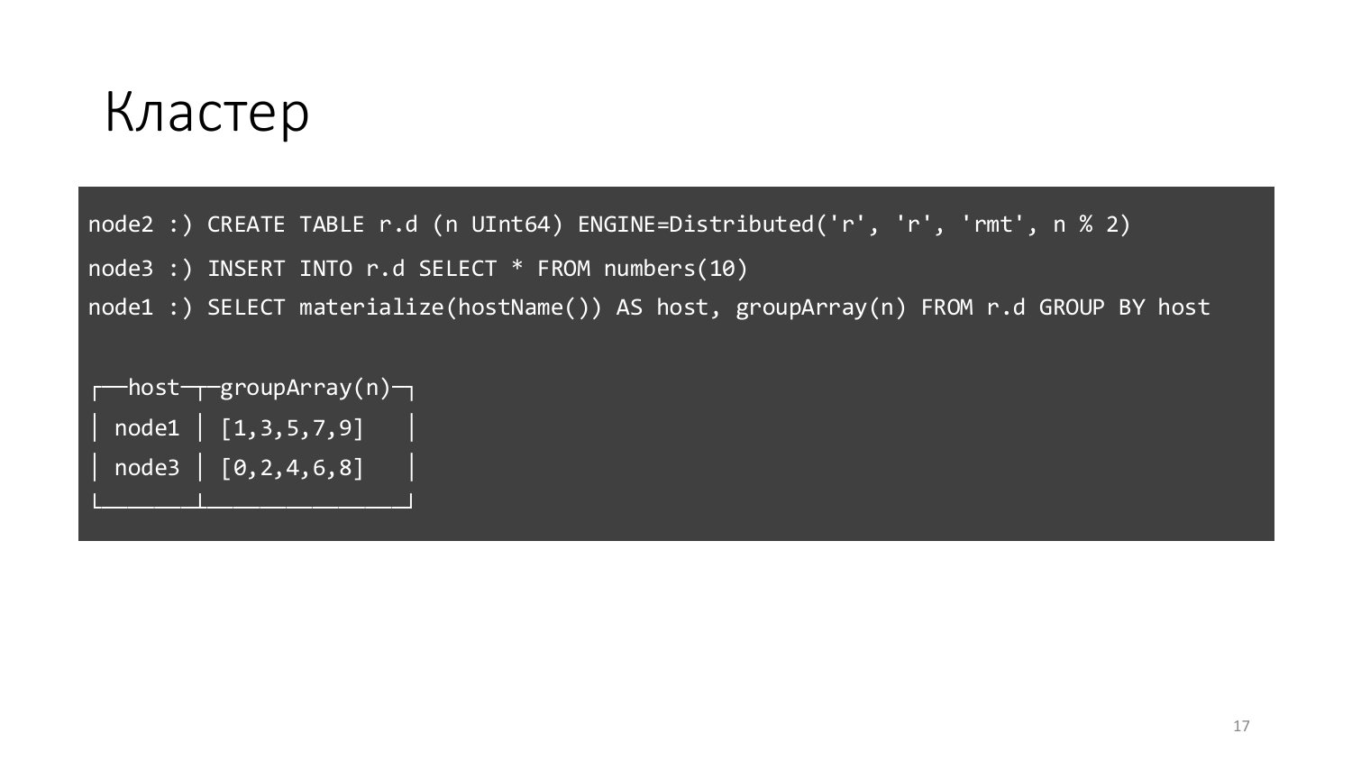# Кластер

```
node2 :) CREATE TABLE r.d (n UInt64) ENGINE=Distributed('r', 'r', 'rmt', n % 2)
node3 :) INSERT INTO r.d SELECT * FROM numbers(10)
node1 :) SELECT materialize(hostName()) AS host, groupArray(n) FROM r.d GROUP BY host

┌─host──┬─groupArray(n)─┐
│ node1 │ [1,3,5,7,9]   │
│ node3 │ [0,2,4,6,8]   │
└───────┴───────────────┘
```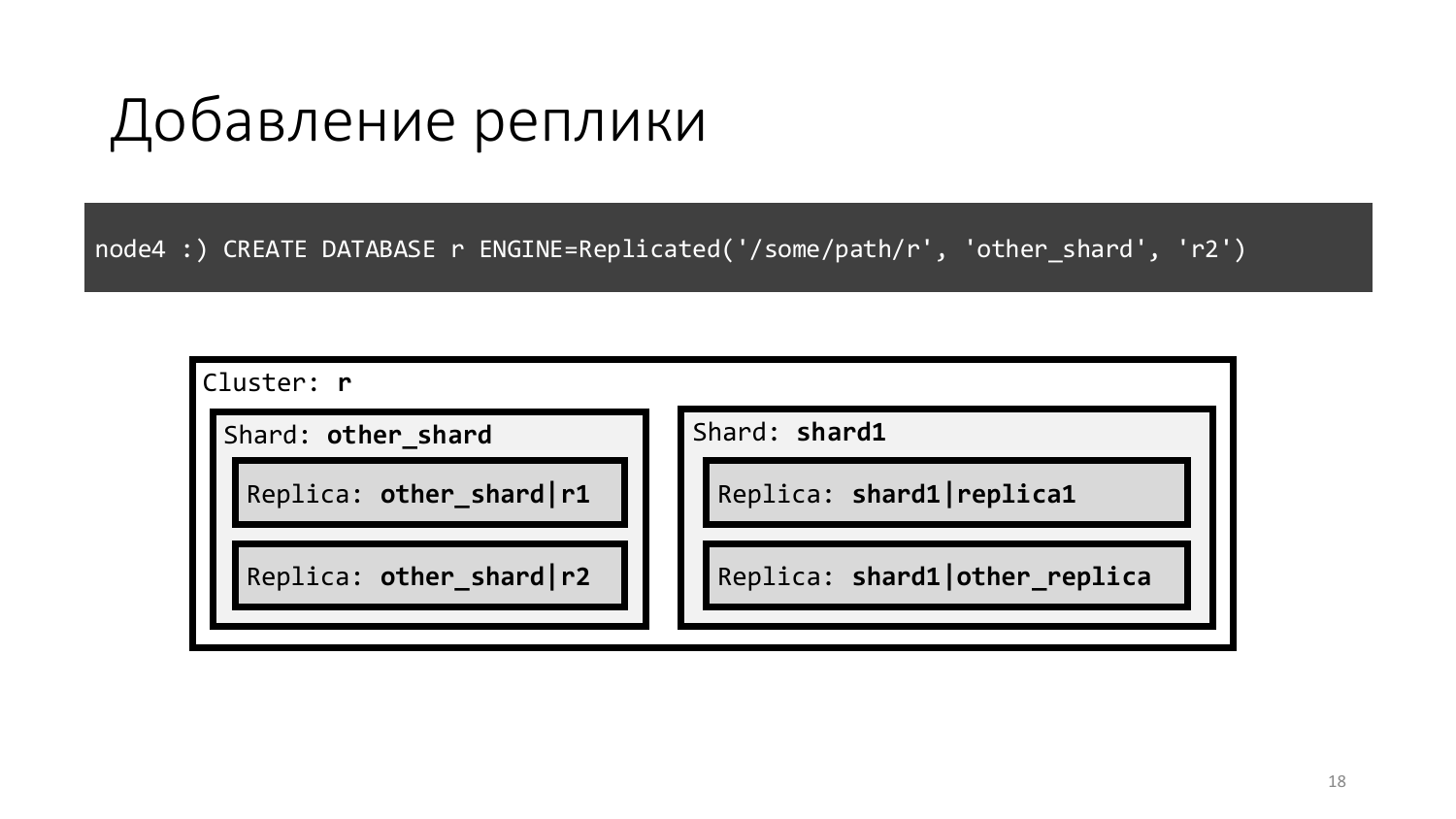# Добавление реплики

```
node4 :) CREATE DATABASE r ENGINE=Replicated('/some/path/r', 'other_shard', 'r2')
```

```
Cluster: r
  Shard: other_shard
    Replica: other_shard|r1
    Replica: other_shard|r2
  Shard: shard1
    Replica: shard1|replica1
    Replica: shard1|other_replica
```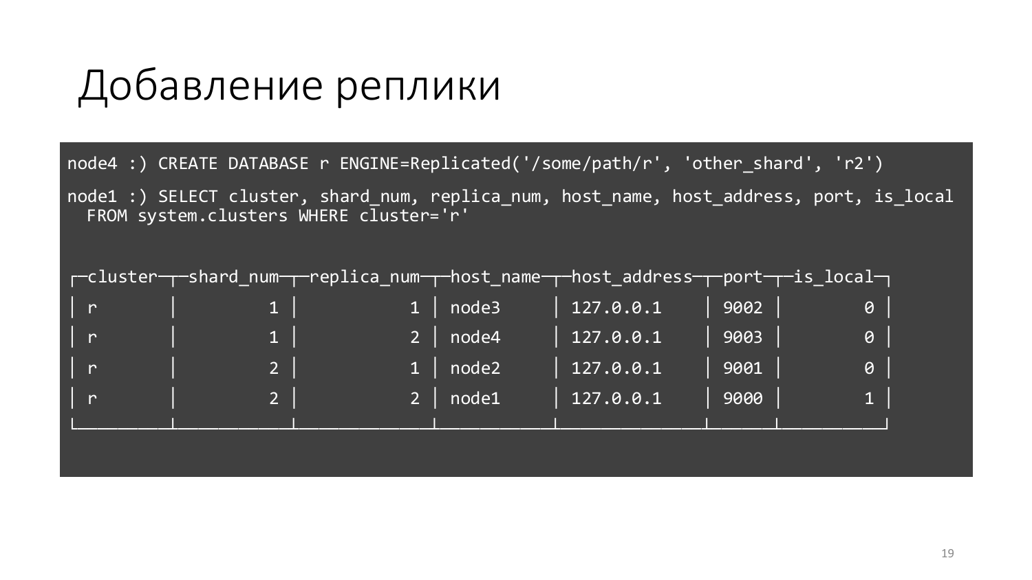# Добавление реплики

```
node4 :) CREATE DATABASE r ENGINE=Replicated('/some/path/r', 'other_shard', 'r2')

node1 :) SELECT cluster, shard_num, replica_num, host_name, host_address, port, is_local
  FROM system.clusters WHERE cluster='r'


┌─cluster─┬─shard_num─┬─replica_num─┬─host_name─┬─host_address─┬─port─┬─is_local─┐
│ r       │         1 │           1 │ node3     │ 127.0.0.1    │ 9002 │        0 │
│ r       │         1 │           2 │ node4     │ 127.0.0.1    │ 9003 │        0 │
│ r       │         2 │           1 │ node2     │ 127.0.0.1    │ 9001 │        0 │
│ r       │         2 │           2 │ node1     │ 127.0.0.1    │ 9000 │        1 │
└─────────┴───────────┴─────────────┴───────────┴──────────────┴──────┴──────────┘
```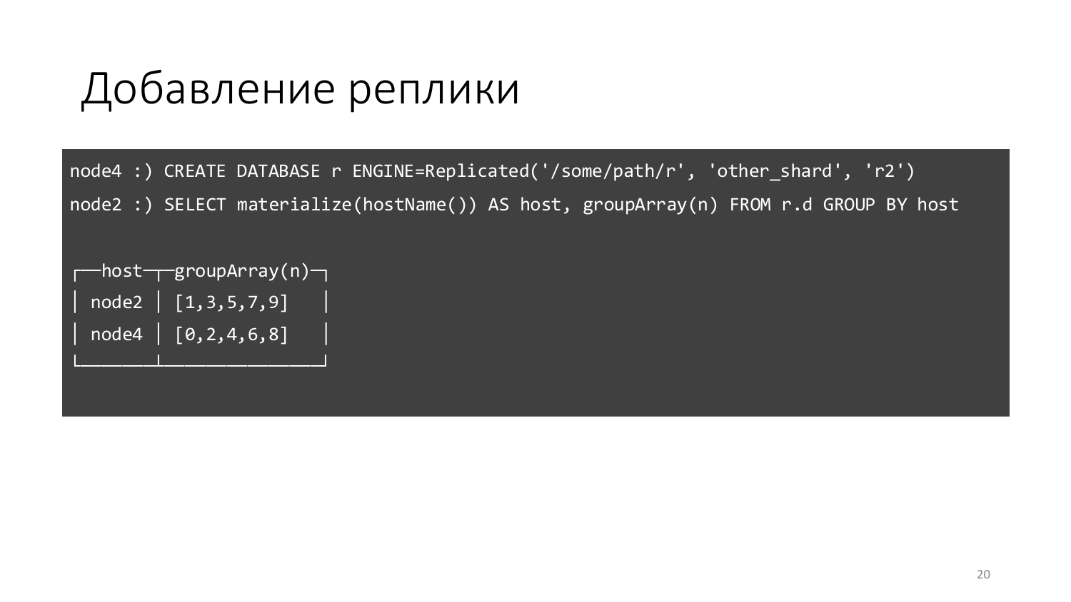# Добавление реплики

```
node4 :) CREATE DATABASE r ENGINE=Replicated('/some/path/r', 'other_shard', 'r2')
node2 :) SELECT materialize(hostName()) AS host, groupArray(n) FROM r.d GROUP BY host


┌─host──┬─groupArray(n)─┐
│ node2 │ [1,3,5,7,9]   │
│ node4 │ [0,2,4,6,8]   │
└───────┴───────────────┘
```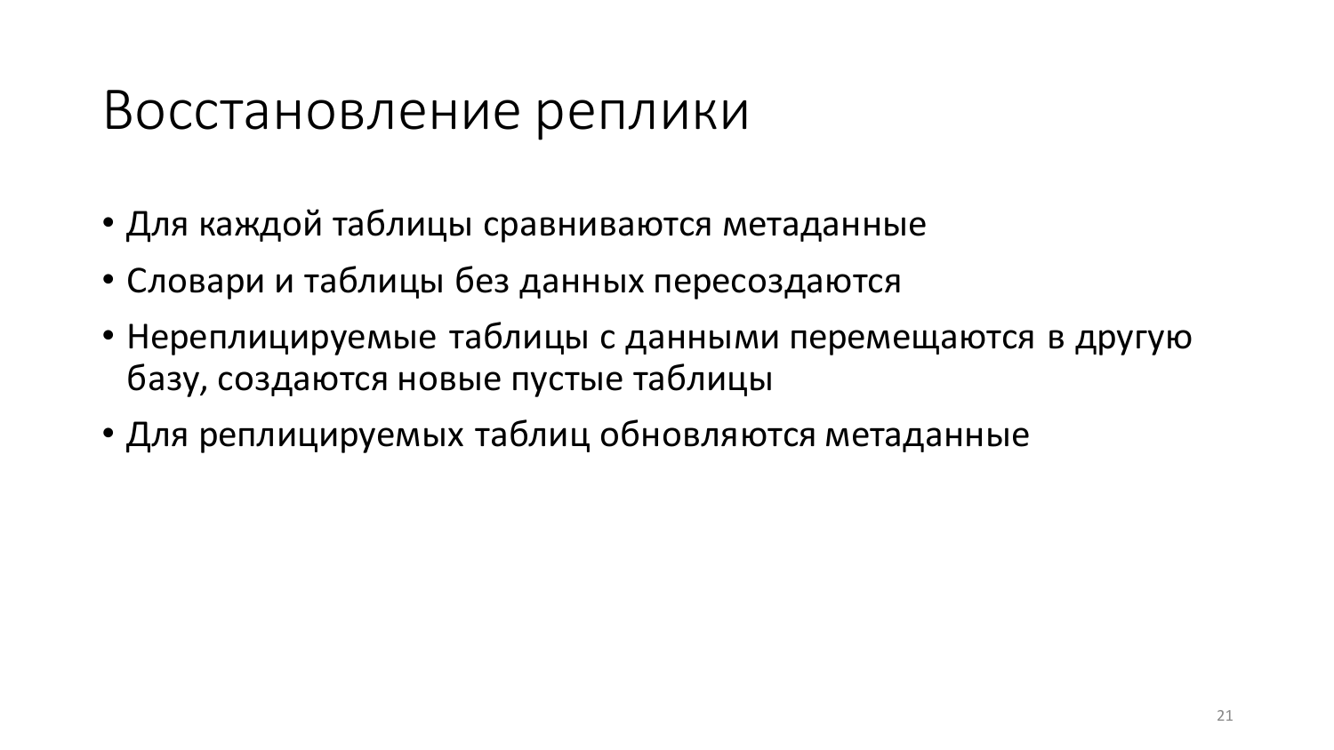# Восстановление реплики

- Для каждой таблицы сравниваются метаданные
- Словари и таблицы без данных пересоздаются
- Нереплицируемые таблицы с данными перемещаются в другую базу, создаются новые пустые таблицы
- Для реплицируемых таблиц обновляются метаданные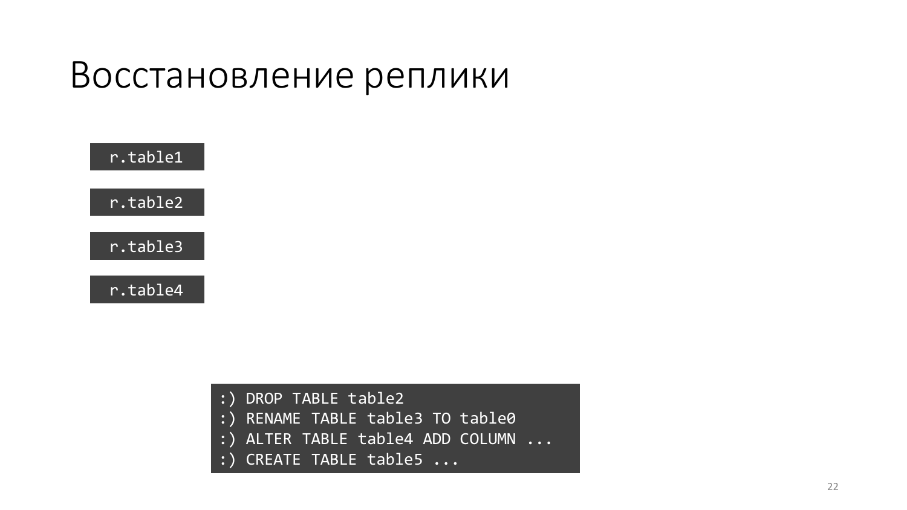# Восстановление реплики

```
r.table1
```

```
r.table2
```

```
r.table3
```

```
r.table4
```

```
:) DROP TABLE table2
:) RENAME TABLE table3 TO table0
:) ALTER TABLE table4 ADD COLUMN ...
:) CREATE TABLE table5 ...
```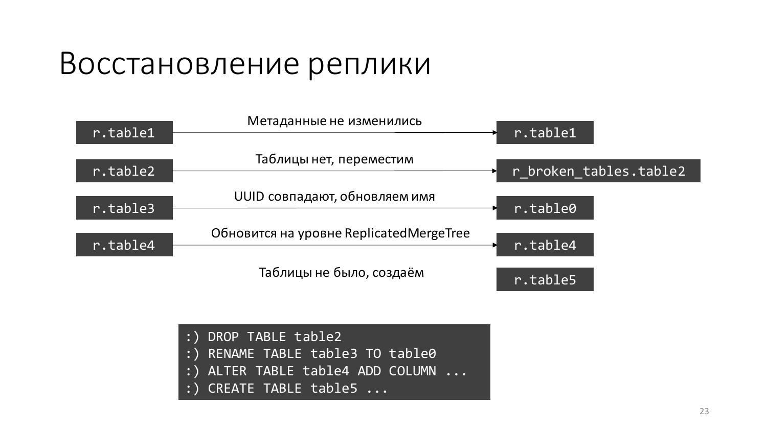# Восстановление реплики

| Исходная таблица | Действие | Результат |
| --- | --- | --- |
| r.table1 | Метаданные не изменились | r.table1 |
| r.table2 | Таблицы нет, переместим | r_broken_tables.table2 |
| r.table3 | UUID совпадают, обновляем имя | r.table0 |
| r.table4 | Обновится на уровне ReplicatedMergeTree | r.table4 |
| | Таблицы не было, создаём | r.table5 |

```
:) DROP TABLE table2
:) RENAME TABLE table3 TO table0
:) ALTER TABLE table4 ADD COLUMN ...
:) CREATE TABLE table5 ...
```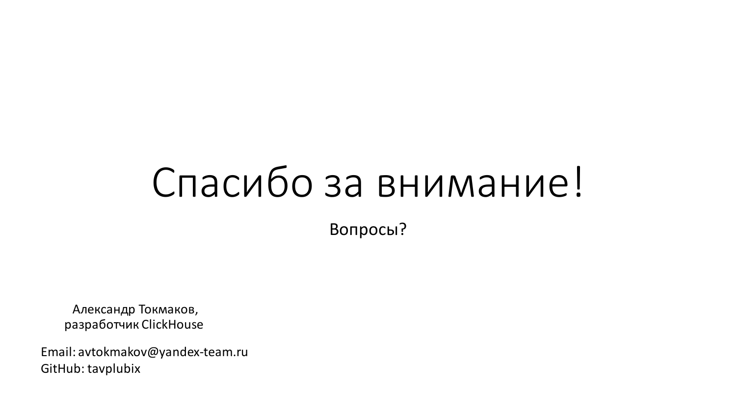# Спасибо за внимание!

Вопросы?

Александр Токмаков,
разработчик ClickHouse

Email: avtokmakov@yandex-team.ru
GitHub: tavplubix